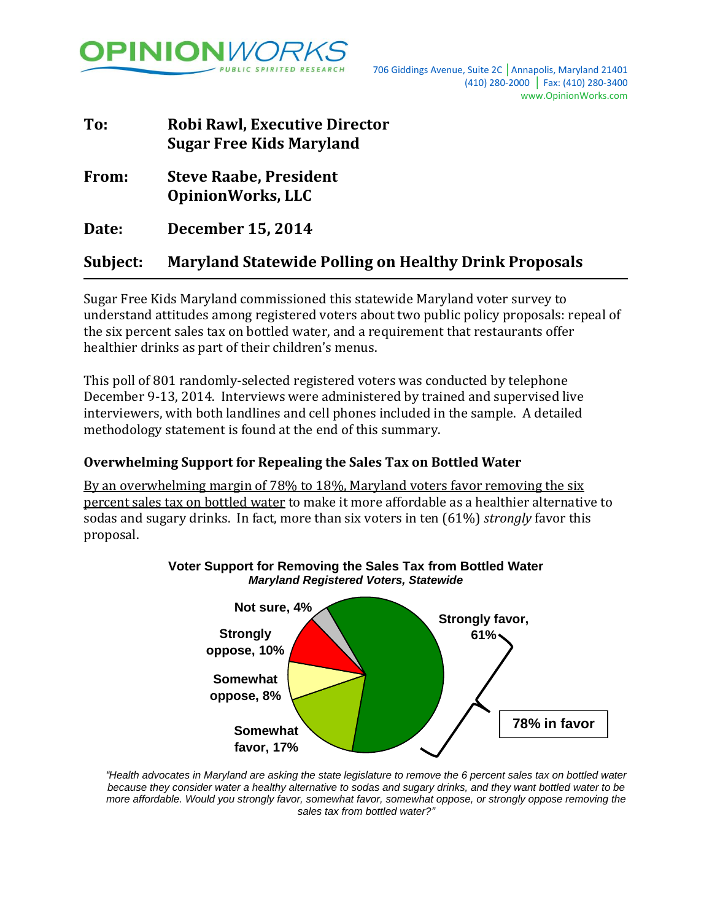OPINIONWORKS
PUBLIC SPIRITED RESEARCH

706 Giddings Avenue, Suite 2C | Annapolis, Maryland 21401
(410) 280-2000 | Fax: (410) 280-3400
www.OpinionWorks.com

**To:** **Robi Rawl, Executive Director**
**Sugar Free Kids Maryland**

**From:** **Steve Raabe, President**
**OpinionWorks, LLC**

**Date:** **December 15, 2014**

**Subject:** **Maryland Statewide Polling on Healthy Drink Proposals**

---

Sugar Free Kids Maryland commissioned this statewide Maryland voter survey to understand attitudes among registered voters about two public policy proposals: repeal of the six percent sales tax on bottled water, and a requirement that restaurants offer healthier drinks as part of their children's menus.

This poll of 801 randomly-selected registered voters was conducted by telephone December 9-13, 2014. Interviews were administered by trained and supervised live interviewers, with both landlines and cell phones included in the sample. A detailed methodology statement is found at the end of this summary.

### Overwhelming Support for Repealing the Sales Tax on Bottled Water

By an overwhelming margin of 78% to 18%, Maryland voters favor removing the six percent sales tax on bottled water to make it more affordable as a healthier alternative to sodas and sugary drinks. In fact, more than six voters in ten (61%) *strongly* favor this proposal.

**Voter Support for Removing the Sales Tax from Bottled Water**
***Maryland Registered Voters, Statewide***

| Response | Percent |
|---|---|
| Strongly favor | 61% |
| Somewhat favor | 17% |
| Somewhat oppose | 8% |
| Strongly oppose | 10% |
| Not sure | 4% |

78% in favor

*"Health advocates in Maryland are asking the state legislature to remove the 6 percent sales tax on bottled water because they consider water a healthy alternative to sodas and sugary drinks, and they want bottled water to be more affordable. Would you strongly favor, somewhat favor, somewhat oppose, or strongly oppose removing the sales tax from bottled water?"*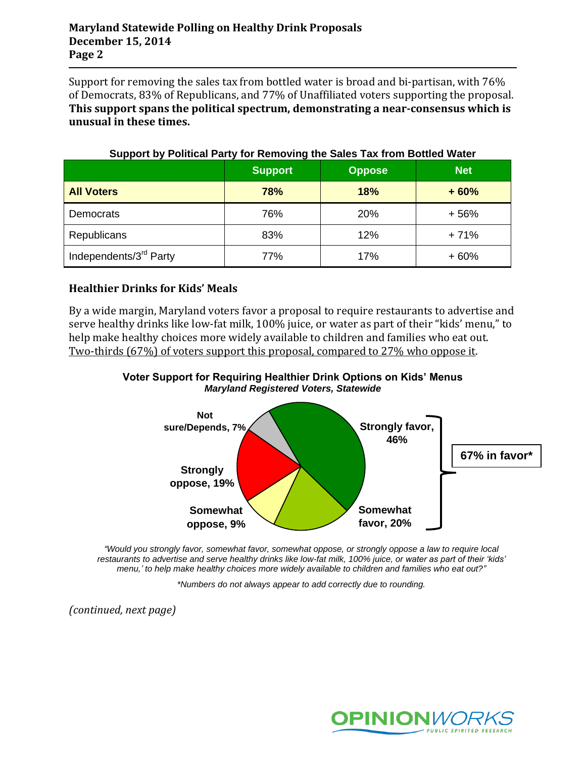Support for removing the sales tax from bottled water is broad and bi-partisan, with 76% of Democrats, 83% of Republicans, and 77% of Unaffiliated voters supporting the proposal. **This support spans the political spectrum, demonstrating a near-consensus which is unusual in these times.**

**Support by Political Party for Removing the Sales Tax from Bottled Water**

| | Support | Oppose | Net |
|---|---|---|---|
| **All Voters** | **78%** | **18%** | **+ 60%** |
| Democrats | 76% | 20% | + 56% |
| Republicans | 83% | 12% | + 71% |
| Independents/3rd Party | 77% | 17% | + 60% |

### Healthier Drinks for Kids' Meals

By a wide margin, Maryland voters favor a proposal to require restaurants to advertise and serve healthy drinks like low-fat milk, 100% juice, or water as part of their "kids' menu," to help make healthy choices more widely available to children and families who eat out. Two-thirds (67%) of voters support this proposal, compared to 27% who oppose it.

**Voter Support for Requiring Healthier Drink Options on Kids' Menus**
***Maryland Registered Voters, Statewide***

- Strongly favor, 46%
- Somewhat favor, 20%
- Somewhat oppose, 9%
- Strongly oppose, 19%
- Not sure/Depends, 7%

**67% in favor***

*"Would you strongly favor, somewhat favor, somewhat oppose, or strongly oppose a law to require local restaurants to advertise and serve healthy drinks like low-fat milk, 100% juice, or water as part of their 'kids' menu,' to help make healthy choices more widely available to children and families who eat out?"*

*\*Numbers do not always appear to add correctly due to rounding.*

*(continued, next page)*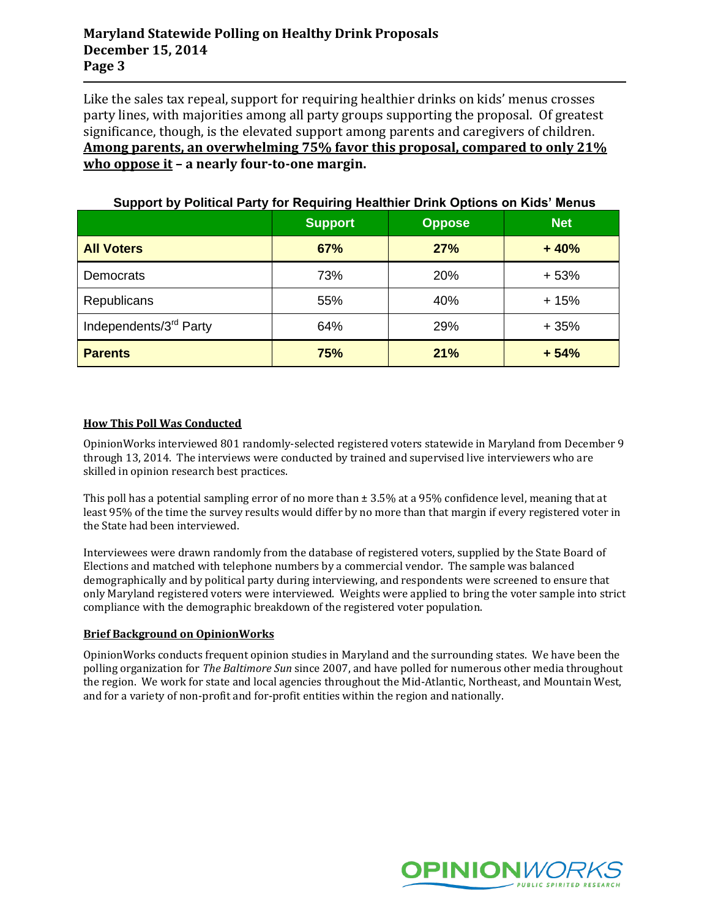Like the sales tax repeal, support for requiring healthier drinks on kids' menus crosses party lines, with majorities among all party groups supporting the proposal. Of greatest significance, though, is the elevated support among parents and caregivers of children. **Among parents, an overwhelming 75% favor this proposal, compared to only 21% who oppose it – a nearly four-to-one margin.**

**Support by Political Party for Requiring Healthier Drink Options on Kids' Menus**

| | Support | Oppose | Net |
|---|---|---|---|
| **All Voters** | **67%** | **27%** | **+ 40%** |
| Democrats | 73% | 20% | + 53% |
| Republicans | 55% | 40% | + 15% |
| Independents/3rd Party | 64% | 29% | + 35% |
| **Parents** | **75%** | **21%** | **+ 54%** |

## How This Poll Was Conducted

OpinionWorks interviewed 801 randomly-selected registered voters statewide in Maryland from December 9 through 13, 2014. The interviews were conducted by trained and supervised live interviewers who are skilled in opinion research best practices.

This poll has a potential sampling error of no more than ± 3.5% at a 95% confidence level, meaning that at least 95% of the time the survey results would differ by no more than that margin if every registered voter in the State had been interviewed.

Interviewees were drawn randomly from the database of registered voters, supplied by the State Board of Elections and matched with telephone numbers by a commercial vendor. The sample was balanced demographically and by political party during interviewing, and respondents were screened to ensure that only Maryland registered voters were interviewed. Weights were applied to bring the voter sample into strict compliance with the demographic breakdown of the registered voter population.

## Brief Background on OpinionWorks

OpinionWorks conducts frequent opinion studies in Maryland and the surrounding states. We have been the polling organization for *The Baltimore Sun* since 2007, and have polled for numerous other media throughout the region. We work for state and local agencies throughout the Mid-Atlantic, Northeast, and Mountain West, and for a variety of non-profit and for-profit entities within the region and nationally.

OPINIONWORKS
PUBLIC SPIRITED RESEARCH